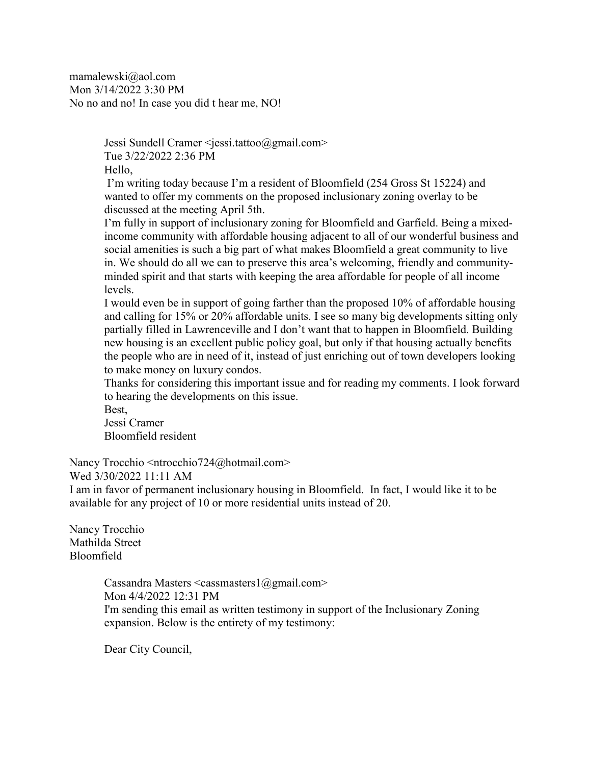mamalewski@aol.com
Mon 3/14/2022 3:30 PM
No no and no! In case you did t hear me, NO!

> Jessi Sundell Cramer <jessi.tattoo@gmail.com>
> Tue 3/22/2022 2:36 PM
> Hello,
> I'm writing today because I'm a resident of Bloomfield (254 Gross St 15224) and wanted to offer my comments on the proposed inclusionary zoning overlay to be discussed at the meeting April 5th.
> I'm fully in support of inclusionary zoning for Bloomfield and Garfield. Being a mixed-income community with affordable housing adjacent to all of our wonderful business and social amenities is such a big part of what makes Bloomfield a great community to live in. We should do all we can to preserve this area's welcoming, friendly and community-minded spirit and that starts with keeping the area affordable for people of all income levels.
> I would even be in support of going farther than the proposed 10% of affordable housing and calling for 15% or 20% affordable units. I see so many big developments sitting only partially filled in Lawrenceville and I don't want that to happen in Bloomfield. Building new housing is an excellent public policy goal, but only if that housing actually benefits the people who are in need of it, instead of just enriching out of town developers looking to make money on luxury condos.
> Thanks for considering this important issue and for reading my comments. I look forward to hearing the developments on this issue.
> Best,
> Jessi Cramer
> Bloomfield resident

Nancy Trocchio <ntrocchio724@hotmail.com>
Wed 3/30/2022 11:11 AM
I am in favor of permanent inclusionary housing in Bloomfield. In fact, I would like it to be available for any project of 10 or more residential units instead of 20.

Nancy Trocchio
Mathilda Street
Bloomfield

> Cassandra Masters <cassmasters1@gmail.com>
> Mon 4/4/2022 12:31 PM
> I'm sending this email as written testimony in support of the Inclusionary Zoning expansion. Below is the entirety of my testimony:
>
> Dear City Council,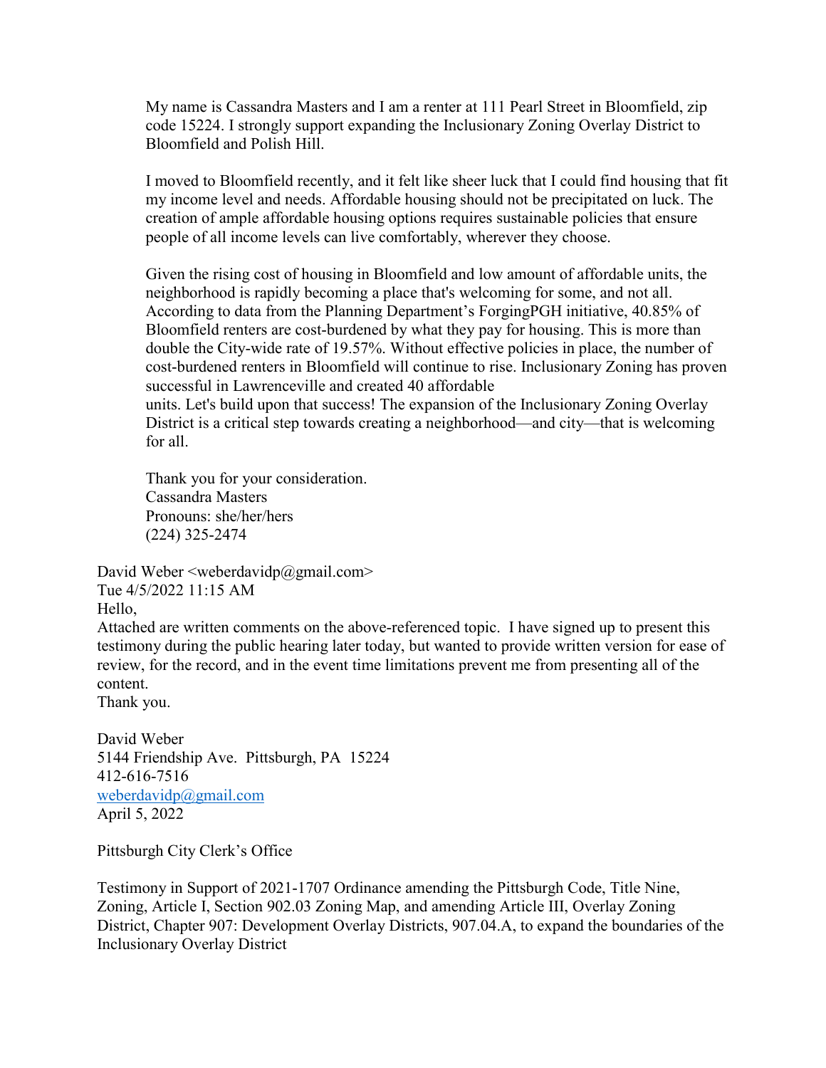My name is Cassandra Masters and I am a renter at 111 Pearl Street in Bloomfield, zip code 15224. I strongly support expanding the Inclusionary Zoning Overlay District to Bloomfield and Polish Hill.

I moved to Bloomfield recently, and it felt like sheer luck that I could find housing that fit my income level and needs. Affordable housing should not be precipitated on luck. The creation of ample affordable housing options requires sustainable policies that ensure people of all income levels can live comfortably, wherever they choose.

Given the rising cost of housing in Bloomfield and low amount of affordable units, the neighborhood is rapidly becoming a place that's welcoming for some, and not all. According to data from the Planning Department's ForgingPGH initiative, 40.85% of Bloomfield renters are cost-burdened by what they pay for housing. This is more than double the City-wide rate of 19.57%. Without effective policies in place, the number of cost-burdened renters in Bloomfield will continue to rise. Inclusionary Zoning has proven successful in Lawrenceville and created 40 affordable units. Let's build upon that success! The expansion of the Inclusionary Zoning Overlay District is a critical step towards creating a neighborhood—and city—that is welcoming for all.

Thank you for your consideration.
Cassandra Masters
Pronouns: she/her/hers
(224) 325-2474

David Weber <weberdavidp@gmail.com>
Tue 4/5/2022 11:15 AM
Hello,
Attached are written comments on the above-referenced topic. I have signed up to present this testimony during the public hearing later today, but wanted to provide written version for ease of review, for the record, and in the event time limitations prevent me from presenting all of the content.
Thank you.

David Weber
5144 Friendship Ave. Pittsburgh, PA 15224
412-616-7516
weberdavidp@gmail.com
April 5, 2022

Pittsburgh City Clerk's Office

Testimony in Support of 2021-1707 Ordinance amending the Pittsburgh Code, Title Nine, Zoning, Article I, Section 902.03 Zoning Map, and amending Article III, Overlay Zoning District, Chapter 907: Development Overlay Districts, 907.04.A, to expand the boundaries of the Inclusionary Overlay District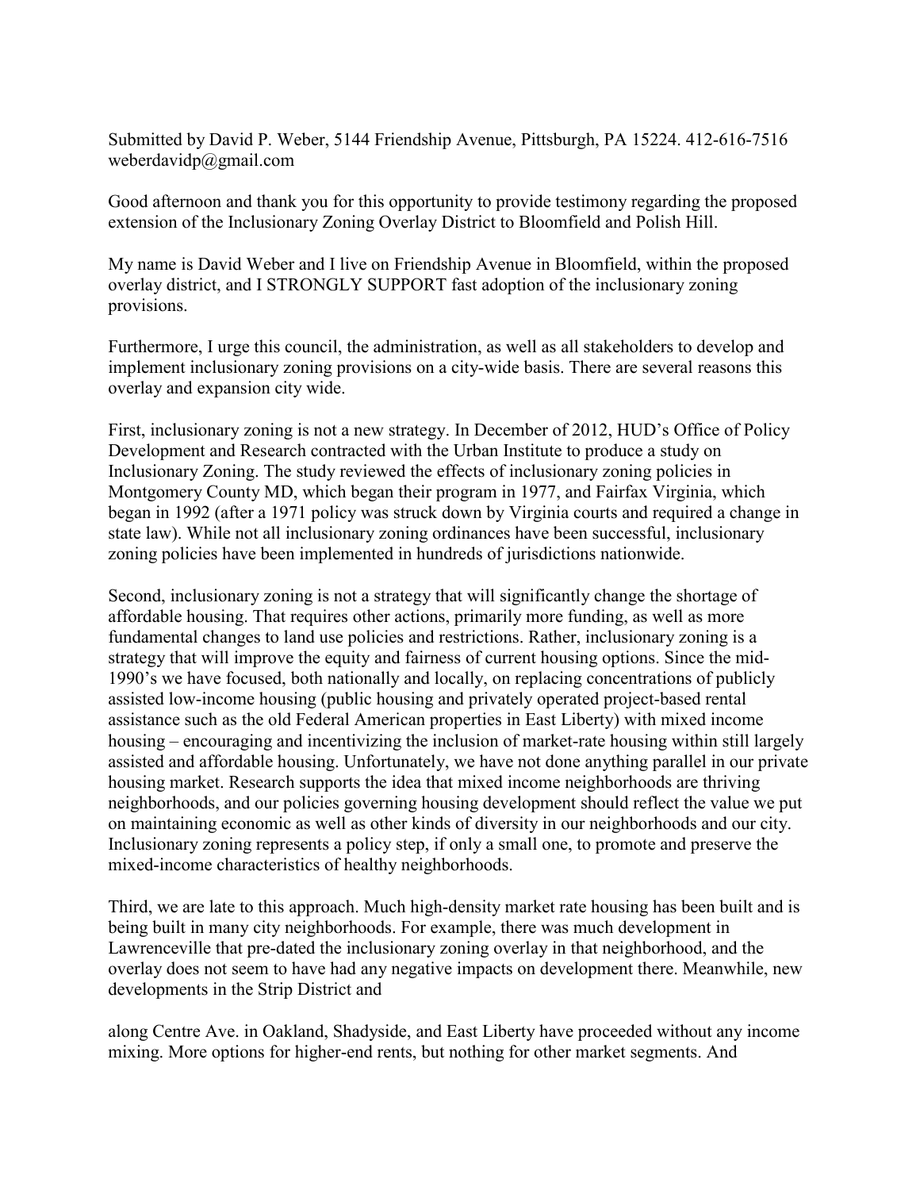Submitted by David P. Weber, 5144 Friendship Avenue, Pittsburgh, PA 15224. 412-616-7516 weberdavidp@gmail.com

Good afternoon and thank you for this opportunity to provide testimony regarding the proposed extension of the Inclusionary Zoning Overlay District to Bloomfield and Polish Hill.

My name is David Weber and I live on Friendship Avenue in Bloomfield, within the proposed overlay district, and I STRONGLY SUPPORT fast adoption of the inclusionary zoning provisions.

Furthermore, I urge this council, the administration, as well as all stakeholders to develop and implement inclusionary zoning provisions on a city-wide basis. There are several reasons this overlay and expansion city wide.

First, inclusionary zoning is not a new strategy. In December of 2012, HUD's Office of Policy Development and Research contracted with the Urban Institute to produce a study on Inclusionary Zoning. The study reviewed the effects of inclusionary zoning policies in Montgomery County MD, which began their program in 1977, and Fairfax Virginia, which began in 1992 (after a 1971 policy was struck down by Virginia courts and required a change in state law). While not all inclusionary zoning ordinances have been successful, inclusionary zoning policies have been implemented in hundreds of jurisdictions nationwide.

Second, inclusionary zoning is not a strategy that will significantly change the shortage of affordable housing. That requires other actions, primarily more funding, as well as more fundamental changes to land use policies and restrictions. Rather, inclusionary zoning is a strategy that will improve the equity and fairness of current housing options. Since the mid-1990's we have focused, both nationally and locally, on replacing concentrations of publicly assisted low-income housing (public housing and privately operated project-based rental assistance such as the old Federal American properties in East Liberty) with mixed income housing – encouraging and incentivizing the inclusion of market-rate housing within still largely assisted and affordable housing. Unfortunately, we have not done anything parallel in our private housing market. Research supports the idea that mixed income neighborhoods are thriving neighborhoods, and our policies governing housing development should reflect the value we put on maintaining economic as well as other kinds of diversity in our neighborhoods and our city. Inclusionary zoning represents a policy step, if only a small one, to promote and preserve the mixed-income characteristics of healthy neighborhoods.

Third, we are late to this approach. Much high-density market rate housing has been built and is being built in many city neighborhoods. For example, there was much development in Lawrenceville that pre-dated the inclusionary zoning overlay in that neighborhood, and the overlay does not seem to have had any negative impacts on development there. Meanwhile, new developments in the Strip District and along Centre Ave. in Oakland, Shadyside, and East Liberty have proceeded without any income mixing. More options for higher-end rents, but nothing for other market segments. And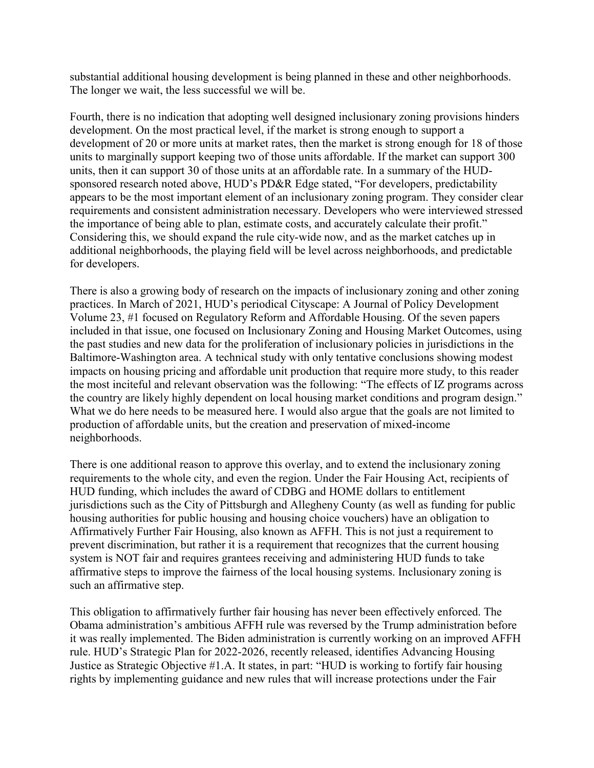substantial additional housing development is being planned in these and other neighborhoods. The longer we wait, the less successful we will be.

Fourth, there is no indication that adopting well designed inclusionary zoning provisions hinders development. On the most practical level, if the market is strong enough to support a development of 20 or more units at market rates, then the market is strong enough for 18 of those units to marginally support keeping two of those units affordable. If the market can support 300 units, then it can support 30 of those units at an affordable rate. In a summary of the HUD-sponsored research noted above, HUD's PD&R Edge stated, "For developers, predictability appears to be the most important element of an inclusionary zoning program. They consider clear requirements and consistent administration necessary. Developers who were interviewed stressed the importance of being able to plan, estimate costs, and accurately calculate their profit." Considering this, we should expand the rule city-wide now, and as the market catches up in additional neighborhoods, the playing field will be level across neighborhoods, and predictable for developers.

There is also a growing body of research on the impacts of inclusionary zoning and other zoning practices. In March of 2021, HUD's periodical Cityscape: A Journal of Policy Development Volume 23, #1 focused on Regulatory Reform and Affordable Housing. Of the seven papers included in that issue, one focused on Inclusionary Zoning and Housing Market Outcomes, using the past studies and new data for the proliferation of inclusionary policies in jurisdictions in the Baltimore-Washington area. A technical study with only tentative conclusions showing modest impacts on housing pricing and affordable unit production that require more study, to this reader the most inciteful and relevant observation was the following: "The effects of IZ programs across the country are likely highly dependent on local housing market conditions and program design." What we do here needs to be measured here. I would also argue that the goals are not limited to production of affordable units, but the creation and preservation of mixed-income neighborhoods.

There is one additional reason to approve this overlay, and to extend the inclusionary zoning requirements to the whole city, and even the region. Under the Fair Housing Act, recipients of HUD funding, which includes the award of CDBG and HOME dollars to entitlement jurisdictions such as the City of Pittsburgh and Allegheny County (as well as funding for public housing authorities for public housing and housing choice vouchers) have an obligation to Affirmatively Further Fair Housing, also known as AFFH. This is not just a requirement to prevent discrimination, but rather it is a requirement that recognizes that the current housing system is NOT fair and requires grantees receiving and administering HUD funds to take affirmative steps to improve the fairness of the local housing systems. Inclusionary zoning is such an affirmative step.

This obligation to affirmatively further fair housing has never been effectively enforced. The Obama administration's ambitious AFFH rule was reversed by the Trump administration before it was really implemented. The Biden administration is currently working on an improved AFFH rule. HUD's Strategic Plan for 2022-2026, recently released, identifies Advancing Housing Justice as Strategic Objective #1.A. It states, in part: "HUD is working to fortify fair housing rights by implementing guidance and new rules that will increase protections under the Fair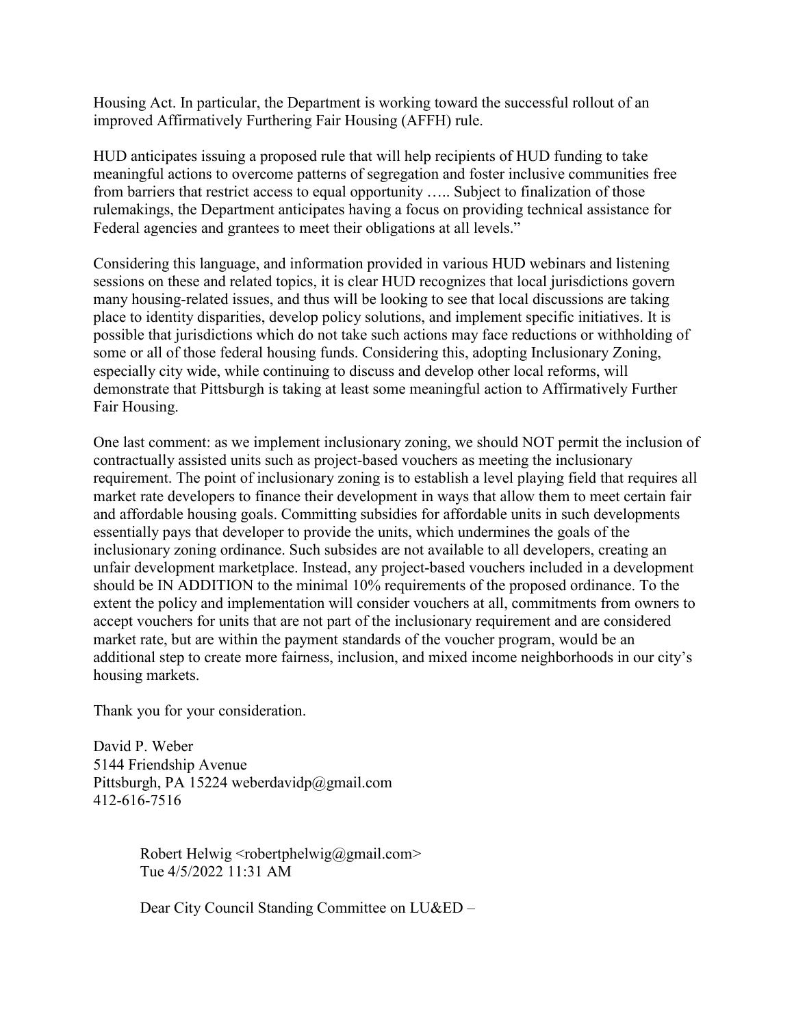Housing Act. In particular, the Department is working toward the successful rollout of an improved Affirmatively Furthering Fair Housing (AFFH) rule.

HUD anticipates issuing a proposed rule that will help recipients of HUD funding to take meaningful actions to overcome patterns of segregation and foster inclusive communities free from barriers that restrict access to equal opportunity ….. Subject to finalization of those rulemakings, the Department anticipates having a focus on providing technical assistance for Federal agencies and grantees to meet their obligations at all levels."

Considering this language, and information provided in various HUD webinars and listening sessions on these and related topics, it is clear HUD recognizes that local jurisdictions govern many housing-related issues, and thus will be looking to see that local discussions are taking place to identity disparities, develop policy solutions, and implement specific initiatives. It is possible that jurisdictions which do not take such actions may face reductions or withholding of some or all of those federal housing funds. Considering this, adopting Inclusionary Zoning, especially city wide, while continuing to discuss and develop other local reforms, will demonstrate that Pittsburgh is taking at least some meaningful action to Affirmatively Further Fair Housing.

One last comment: as we implement inclusionary zoning, we should NOT permit the inclusion of contractually assisted units such as project-based vouchers as meeting the inclusionary requirement. The point of inclusionary zoning is to establish a level playing field that requires all market rate developers to finance their development in ways that allow them to meet certain fair and affordable housing goals. Committing subsidies for affordable units in such developments essentially pays that developer to provide the units, which undermines the goals of the inclusionary zoning ordinance. Such subsides are not available to all developers, creating an unfair development marketplace. Instead, any project-based vouchers included in a development should be IN ADDITION to the minimal 10% requirements of the proposed ordinance. To the extent the policy and implementation will consider vouchers at all, commitments from owners to accept vouchers for units that are not part of the inclusionary requirement and are considered market rate, but are within the payment standards of the voucher program, would be an additional step to create more fairness, inclusion, and mixed income neighborhoods in our city's housing markets.

Thank you for your consideration.

David P. Weber
5144 Friendship Avenue
Pittsburgh, PA 15224 weberdavidp@gmail.com
412-616-7516

> Robert Helwig <robertphelwig@gmail.com>
> Tue 4/5/2022 11:31 AM
>
> Dear City Council Standing Committee on LU&ED –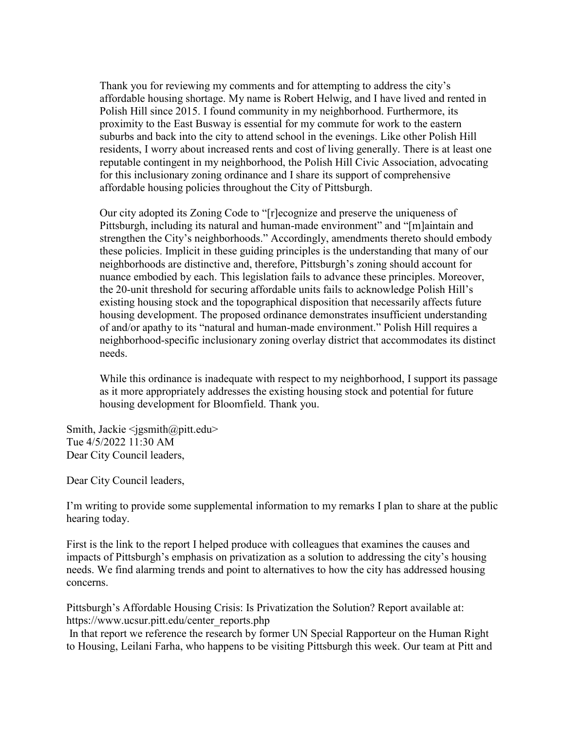Thank you for reviewing my comments and for attempting to address the city's affordable housing shortage. My name is Robert Helwig, and I have lived and rented in Polish Hill since 2015. I found community in my neighborhood. Furthermore, its proximity to the East Busway is essential for my commute for work to the eastern suburbs and back into the city to attend school in the evenings. Like other Polish Hill residents, I worry about increased rents and cost of living generally. There is at least one reputable contingent in my neighborhood, the Polish Hill Civic Association, advocating for this inclusionary zoning ordinance and I share its support of comprehensive affordable housing policies throughout the City of Pittsburgh.

Our city adopted its Zoning Code to "[r]ecognize and preserve the uniqueness of Pittsburgh, including its natural and human-made environment" and "[m]aintain and strengthen the City's neighborhoods." Accordingly, amendments thereto should embody these policies. Implicit in these guiding principles is the understanding that many of our neighborhoods are distinctive and, therefore, Pittsburgh's zoning should account for nuance embodied by each. This legislation fails to advance these principles. Moreover, the 20-unit threshold for securing affordable units fails to acknowledge Polish Hill's existing housing stock and the topographical disposition that necessarily affects future housing development. The proposed ordinance demonstrates insufficient understanding of and/or apathy to its "natural and human-made environment." Polish Hill requires a neighborhood-specific inclusionary zoning overlay district that accommodates its distinct needs.

While this ordinance is inadequate with respect to my neighborhood, I support its passage as it more appropriately addresses the existing housing stock and potential for future housing development for Bloomfield. Thank you.

Smith, Jackie <jgsmith@pitt.edu>
Tue 4/5/2022 11:30 AM
Dear City Council leaders,

Dear City Council leaders,

I'm writing to provide some supplemental information to my remarks I plan to share at the public hearing today.

First is the link to the report I helped produce with colleagues that examines the causes and impacts of Pittsburgh's emphasis on privatization as a solution to addressing the city's housing needs. We find alarming trends and point to alternatives to how the city has addressed housing concerns.

Pittsburgh's Affordable Housing Crisis: Is Privatization the Solution? Report available at: https://www.ucsur.pitt.edu/center_reports.php
In that report we reference the research by former UN Special Rapporteur on the Human Right to Housing, Leilani Farha, who happens to be visiting Pittsburgh this week. Our team at Pitt and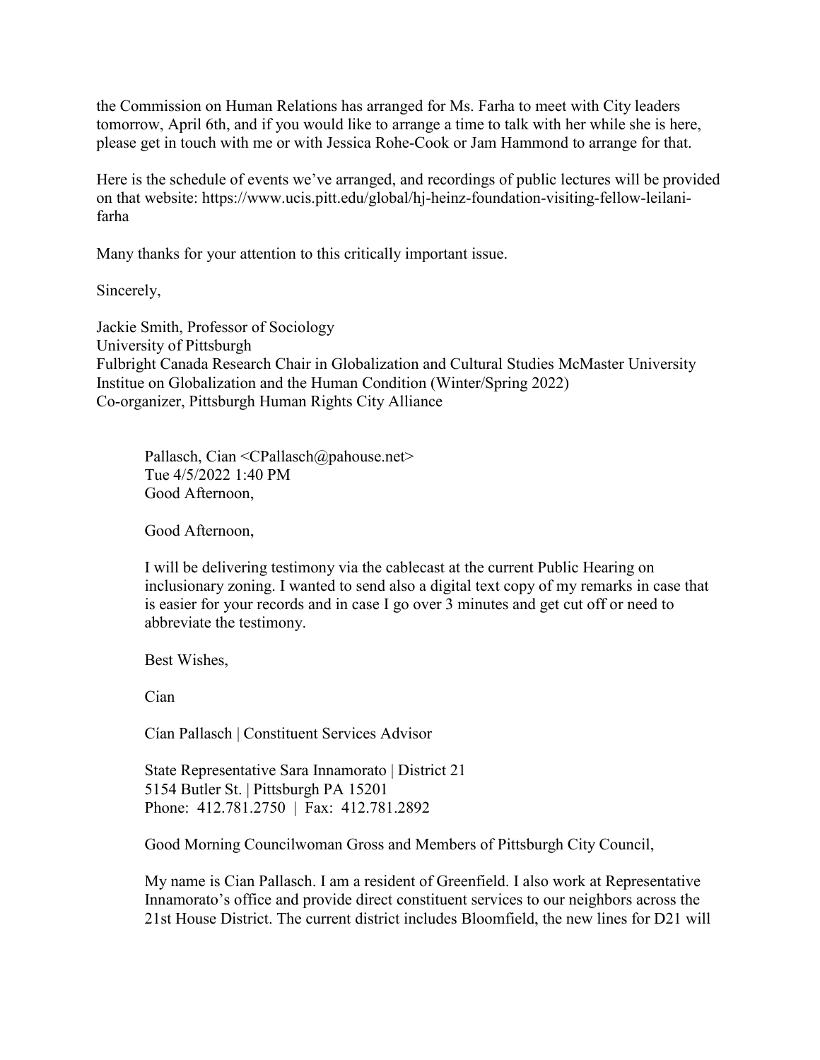the Commission on Human Relations has arranged for Ms. Farha to meet with City leaders tomorrow, April 6th, and if you would like to arrange a time to talk with her while she is here, please get in touch with me or with Jessica Rohe-Cook or Jam Hammond to arrange for that.

Here is the schedule of events we've arranged, and recordings of public lectures will be provided on that website: https://www.ucis.pitt.edu/global/hj-heinz-foundation-visiting-fellow-leilani-farha

Many thanks for your attention to this critically important issue.

Sincerely,

Jackie Smith, Professor of Sociology
University of Pittsburgh
Fulbright Canada Research Chair in Globalization and Cultural Studies McMaster University
Institue on Globalization and the Human Condition (Winter/Spring 2022)
Co-organizer, Pittsburgh Human Rights City Alliance

> Pallasch, Cian <CPallasch@pahouse.net>
> Tue 4/5/2022 1:40 PM
> Good Afternoon,
>
> Good Afternoon,
>
> I will be delivering testimony via the cablecast at the current Public Hearing on inclusionary zoning. I wanted to send also a digital text copy of my remarks in case that is easier for your records and in case I go over 3 minutes and get cut off or need to abbreviate the testimony.
>
> Best Wishes,
>
> Cian
>
> Cían Pallasch | Constituent Services Advisor
>
> State Representative Sara Innamorato | District 21
> 5154 Butler St. | Pittsburgh PA 15201
> Phone: 412.781.2750 | Fax: 412.781.2892
>
> Good Morning Councilwoman Gross and Members of Pittsburgh City Council,
>
> My name is Cian Pallasch. I am a resident of Greenfield. I also work at Representative Innamorato's office and provide direct constituent services to our neighbors across the 21st House District. The current district includes Bloomfield, the new lines for D21 will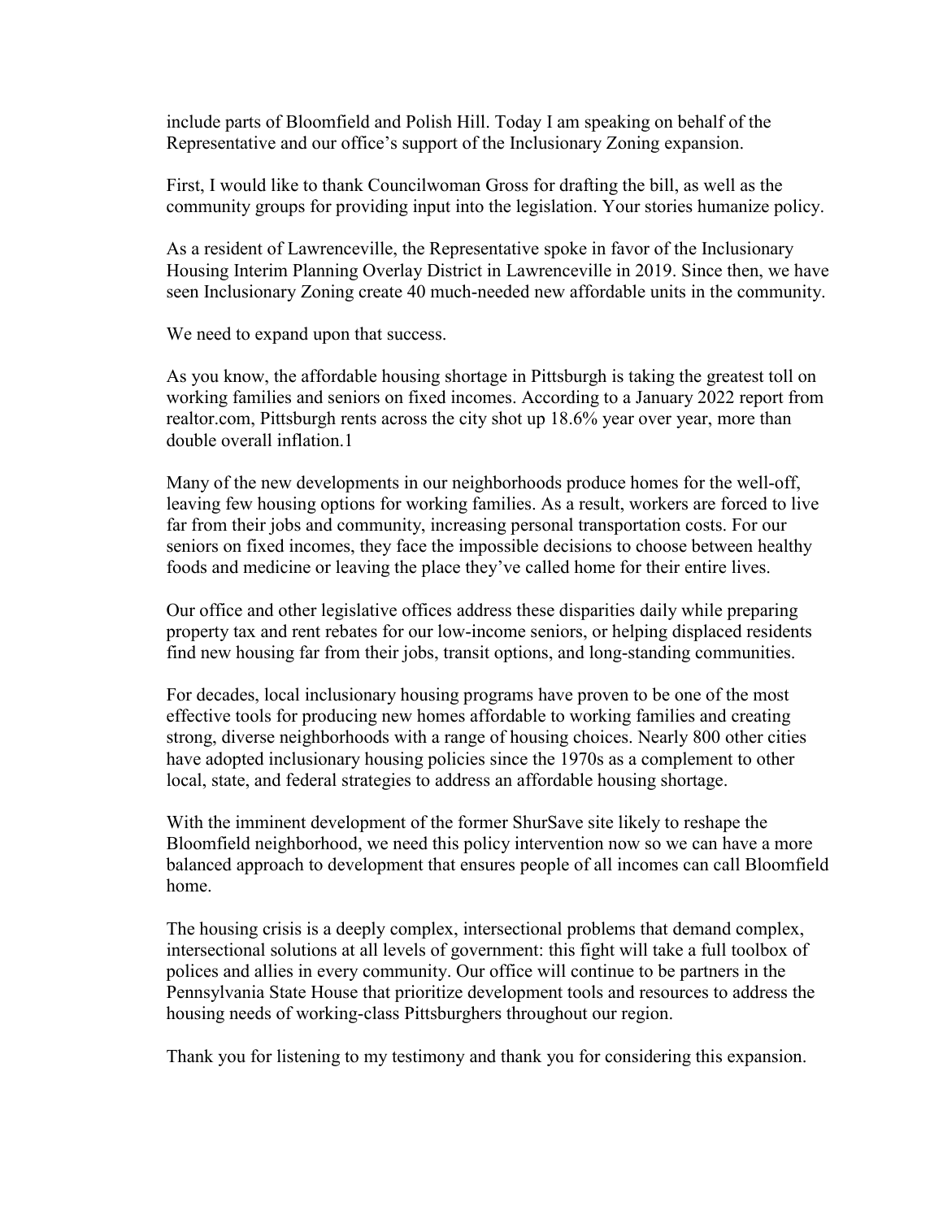include parts of Bloomfield and Polish Hill. Today I am speaking on behalf of the Representative and our office's support of the Inclusionary Zoning expansion.

First, I would like to thank Councilwoman Gross for drafting the bill, as well as the community groups for providing input into the legislation. Your stories humanize policy.

As a resident of Lawrenceville, the Representative spoke in favor of the Inclusionary Housing Interim Planning Overlay District in Lawrenceville in 2019. Since then, we have seen Inclusionary Zoning create 40 much-needed new affordable units in the community.

We need to expand upon that success.

As you know, the affordable housing shortage in Pittsburgh is taking the greatest toll on working families and seniors on fixed incomes. According to a January 2022 report from realtor.com, Pittsburgh rents across the city shot up 18.6% year over year, more than double overall inflation.[1]

Many of the new developments in our neighborhoods produce homes for the well-off, leaving few housing options for working families. As a result, workers are forced to live far from their jobs and community, increasing personal transportation costs. For our seniors on fixed incomes, they face the impossible decisions to choose between healthy foods and medicine or leaving the place they've called home for their entire lives.

Our office and other legislative offices address these disparities daily while preparing property tax and rent rebates for our low-income seniors, or helping displaced residents find new housing far from their jobs, transit options, and long-standing communities.

For decades, local inclusionary housing programs have proven to be one of the most effective tools for producing new homes affordable to working families and creating strong, diverse neighborhoods with a range of housing choices. Nearly 800 other cities have adopted inclusionary housing policies since the 1970s as a complement to other local, state, and federal strategies to address an affordable housing shortage.

With the imminent development of the former ShurSave site likely to reshape the Bloomfield neighborhood, we need this policy intervention now so we can have a more balanced approach to development that ensures people of all incomes can call Bloomfield home.

The housing crisis is a deeply complex, intersectional problems that demand complex, intersectional solutions at all levels of government: this fight will take a full toolbox of polices and allies in every community. Our office will continue to be partners in the Pennsylvania State House that prioritize development tools and resources to address the housing needs of working-class Pittsburghers throughout our region.

Thank you for listening to my testimony and thank you for considering this expansion.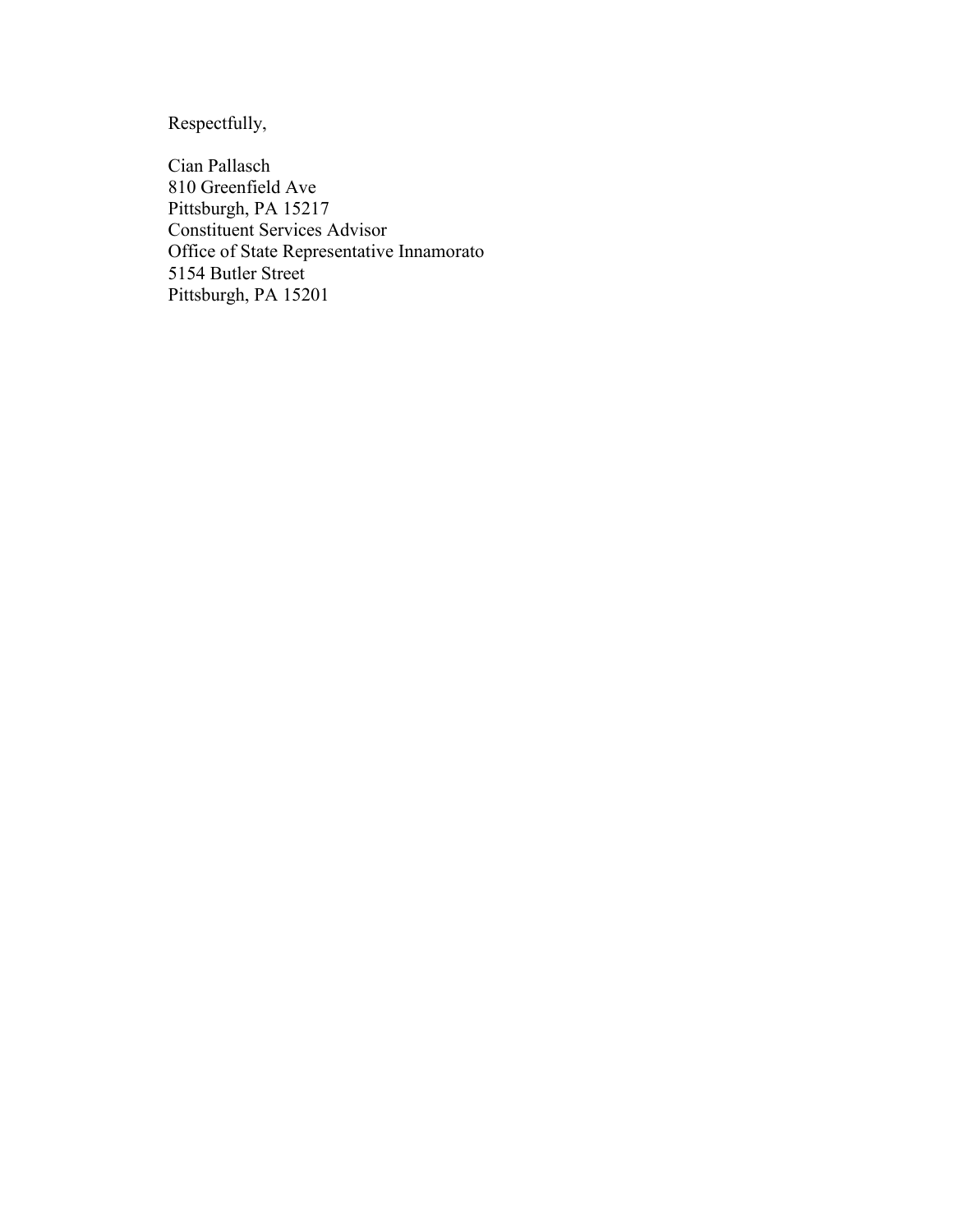Respectfully,

Cian Pallasch
810 Greenfield Ave
Pittsburgh, PA 15217
Constituent Services Advisor
Office of State Representative Innamorato
5154 Butler Street
Pittsburgh, PA 15201